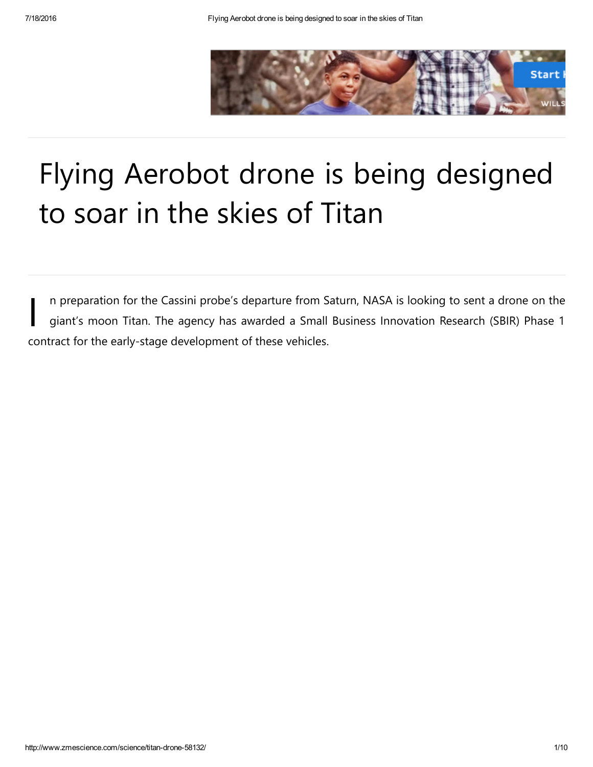# Flying Aerobot drone is being designed to soar in the skies of Titan

In preparation for the Cassini probe's departure from Saturn, NASA is looking to sent a drone on the giant's moon Titan. The agency has awarded a Small Business Innovation Research (SBIR) Phase 1 contract for the early-stage development of these vehicles.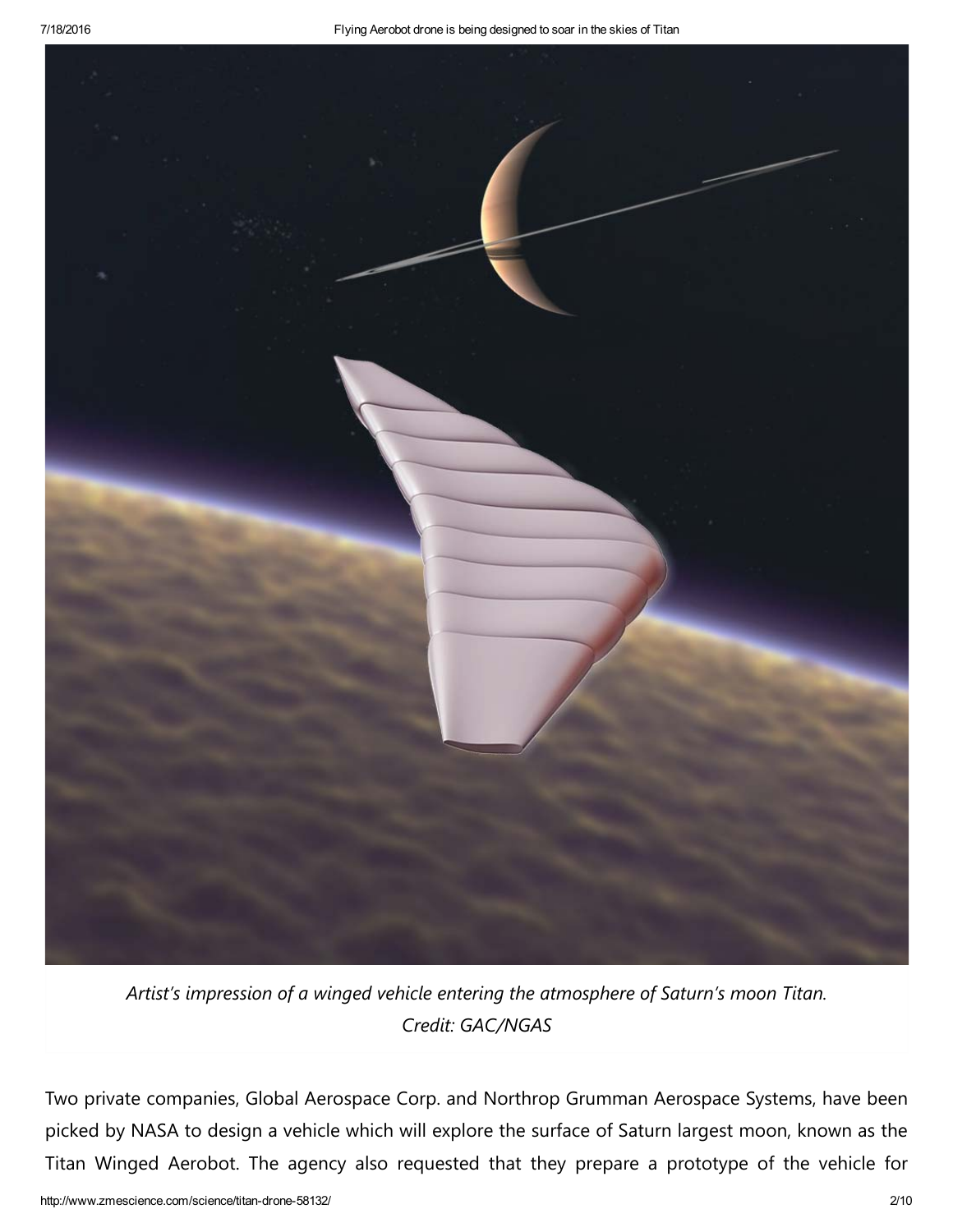*Artist's impression of a winged vehicle entering the atmosphere of Saturn's moon Titan. Credit: GAC/NGAS*

Two private companies, Global Aerospace Corp. and Northrop Grumman Aerospace Systems, have been picked by NASA to design a vehicle which will explore the surface of Saturn largest moon, known as the Titan Winged Aerobot. The agency also requested that they prepare a prototype of the vehicle for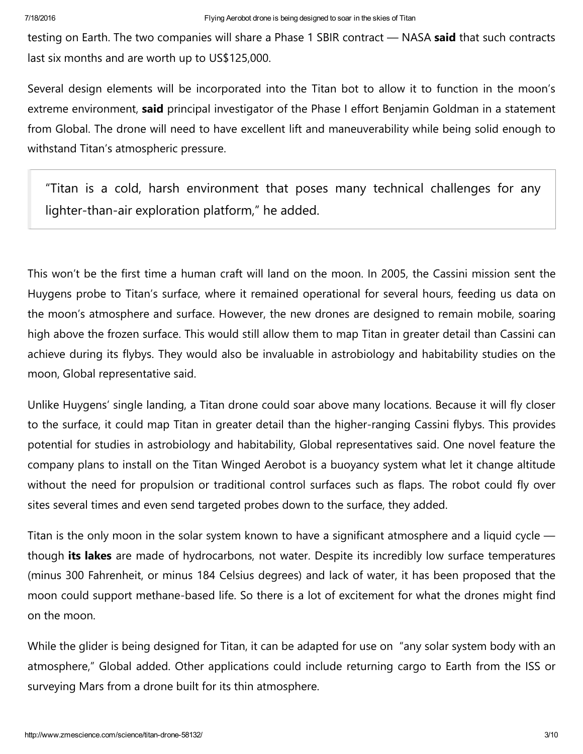testing on Earth. The two companies will share a Phase 1 SBIR contract — NASA **said** that such contracts last six months and are worth up to US$125,000.

Several design elements will be incorporated into the Titan bot to allow it to function in the moon's extreme environment, **said** principal investigator of the Phase I effort Benjamin Goldman in a statement from Global. The drone will need to have excellent lift and maneuverability while being solid enough to withstand Titan's atmospheric pressure.

> "Titan is a cold, harsh environment that poses many technical challenges for any lighter-than-air exploration platform," he added.

This won't be the first time a human craft will land on the moon. In 2005, the Cassini mission sent the Huygens probe to Titan's surface, where it remained operational for several hours, feeding us data on the moon's atmosphere and surface. However, the new drones are designed to remain mobile, soaring high above the frozen surface. This would still allow them to map Titan in greater detail than Cassini can achieve during its flybys. They would also be invaluable in astrobiology and habitability studies on the moon, Global representative said.

Unlike Huygens' single landing, a Titan drone could soar above many locations. Because it will fly closer to the surface, it could map Titan in greater detail than the higher-ranging Cassini flybys. This provides potential for studies in astrobiology and habitability, Global representatives said. One novel feature the company plans to install on the Titan Winged Aerobot is a buoyancy system what let it change altitude without the need for propulsion or traditional control surfaces such as flaps. The robot could fly over sites several times and even send targeted probes down to the surface, they added.

Titan is the only moon in the solar system known to have a significant atmosphere and a liquid cycle — though **its lakes** are made of hydrocarbons, not water. Despite its incredibly low surface temperatures (minus 300 Fahrenheit, or minus 184 Celsius degrees) and lack of water, it has been proposed that the moon could support methane-based life. So there is a lot of excitement for what the drones might find on the moon.

While the glider is being designed for Titan, it can be adapted for use on "any solar system body with an atmosphere," Global added. Other applications could include returning cargo to Earth from the ISS or surveying Mars from a drone built for its thin atmosphere.